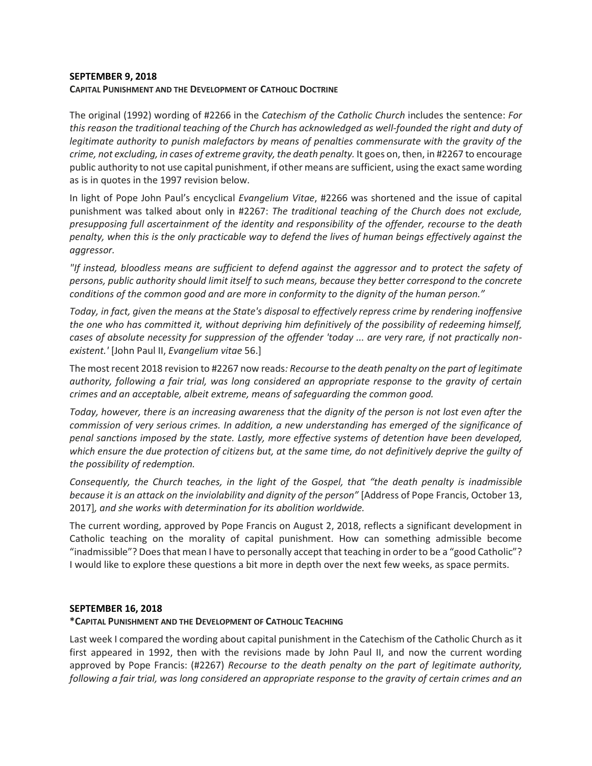**SEPTEMBER 9, 2018**

**CAPITAL PUNISHMENT AND THE DEVELOPMENT OF CATHOLIC DOCTRINE**

The original (1992) wording of #2266 in the *Catechism of the Catholic Church* includes the sentence: *For this reason the traditional teaching of the Church has acknowledged as well-founded the right and duty of legitimate authority to punish malefactors by means of penalties commensurate with the gravity of the crime, not excluding, in cases of extreme gravity, the death penalty.* It goes on, then, in #2267 to encourage public authority to not use capital punishment, if other means are sufficient, using the exact same wording as is in quotes in the 1997 revision below.

In light of Pope John Paul's encyclical *Evangelium Vitae*, #2266 was shortened and the issue of capital punishment was talked about only in #2267: *The traditional teaching of the Church does not exclude, presupposing full ascertainment of the identity and responsibility of the offender, recourse to the death penalty, when this is the only practicable way to defend the lives of human beings effectively against the aggressor.*

*"If instead, bloodless means are sufficient to defend against the aggressor and to protect the safety of persons, public authority should limit itself to such means, because they better correspond to the concrete conditions of the common good and are more in conformity to the dignity of the human person."*

*Today, in fact, given the means at the State's disposal to effectively repress crime by rendering inoffensive the one who has committed it, without depriving him definitively of the possibility of redeeming himself, cases of absolute necessity for suppression of the offender 'today ... are very rare, if not practically non-existent.'* [John Paul II, *Evangelium vitae* 56.]

The most recent 2018 revision to #2267 now reads*: Recourse to the death penalty on the part of legitimate authority, following a fair trial, was long considered an appropriate response to the gravity of certain crimes and an acceptable, albeit extreme, means of safeguarding the common good.*

*Today, however, there is an increasing awareness that the dignity of the person is not lost even after the commission of very serious crimes. In addition, a new understanding has emerged of the significance of penal sanctions imposed by the state. Lastly, more effective systems of detention have been developed, which ensure the due protection of citizens but, at the same time, do not definitively deprive the guilty of the possibility of redemption.*

*Consequently, the Church teaches, in the light of the Gospel, that "the death penalty is inadmissible because it is an attack on the inviolability and dignity of the person"* [Address of Pope Francis, October 13, 2017]*, and she works with determination for its abolition worldwide.*

The current wording, approved by Pope Francis on August 2, 2018, reflects a significant development in Catholic teaching on the morality of capital punishment. How can something admissible become "inadmissible"? Does that mean I have to personally accept that teaching in order to be a "good Catholic"? I would like to explore these questions a bit more in depth over the next few weeks, as space permits.

**SEPTEMBER 16, 2018**

**\*CAPITAL PUNISHMENT AND THE DEVELOPMENT OF CATHOLIC TEACHING**

Last week I compared the wording about capital punishment in the Catechism of the Catholic Church as it first appeared in 1992, then with the revisions made by John Paul II, and now the current wording approved by Pope Francis: (#2267) *Recourse to the death penalty on the part of legitimate authority, following a fair trial, was long considered an appropriate response to the gravity of certain crimes and an*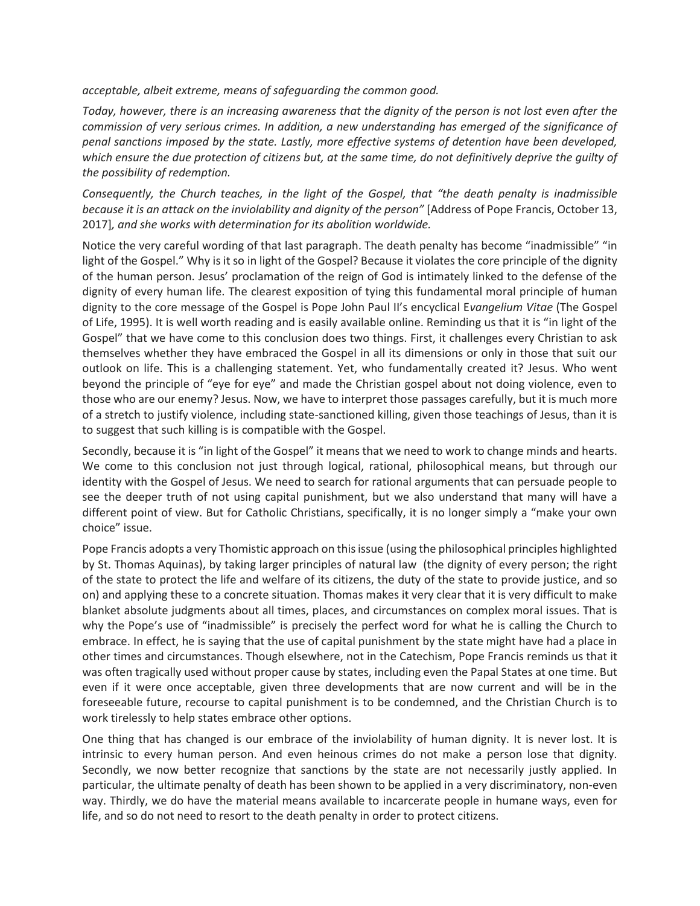*acceptable, albeit extreme, means of safeguarding the common good.*

*Today, however, there is an increasing awareness that the dignity of the person is not lost even after the commission of very serious crimes. In addition, a new understanding has emerged of the significance of penal sanctions imposed by the state. Lastly, more effective systems of detention have been developed, which ensure the due protection of citizens but, at the same time, do not definitively deprive the guilty of the possibility of redemption.*

*Consequently, the Church teaches, in the light of the Gospel, that "the death penalty is inadmissible because it is an attack on the inviolability and dignity of the person"* [Address of Pope Francis, October 13, 2017]*, and she works with determination for its abolition worldwide.*

Notice the very careful wording of that last paragraph. The death penalty has become "inadmissible" "in light of the Gospel." Why is it so in light of the Gospel? Because it violates the core principle of the dignity of the human person. Jesus' proclamation of the reign of God is intimately linked to the defense of the dignity of every human life. The clearest exposition of tying this fundamental moral principle of human dignity to the core message of the Gospel is Pope John Paul II's encyclical E*vangelium Vitae* (The Gospel of Life, 1995). It is well worth reading and is easily available online. Reminding us that it is "in light of the Gospel" that we have come to this conclusion does two things. First, it challenges every Christian to ask themselves whether they have embraced the Gospel in all its dimensions or only in those that suit our outlook on life. This is a challenging statement. Yet, who fundamentally created it? Jesus. Who went beyond the principle of "eye for eye" and made the Christian gospel about not doing violence, even to those who are our enemy? Jesus. Now, we have to interpret those passages carefully, but it is much more of a stretch to justify violence, including state-sanctioned killing, given those teachings of Jesus, than it is to suggest that such killing is is compatible with the Gospel.

Secondly, because it is "in light of the Gospel" it means that we need to work to change minds and hearts. We come to this conclusion not just through logical, rational, philosophical means, but through our identity with the Gospel of Jesus. We need to search for rational arguments that can persuade people to see the deeper truth of not using capital punishment, but we also understand that many will have a different point of view. But for Catholic Christians, specifically, it is no longer simply a "make your own choice" issue.

Pope Francis adopts a very Thomistic approach on this issue (using the philosophical principles highlighted by St. Thomas Aquinas), by taking larger principles of natural law (the dignity of every person; the right of the state to protect the life and welfare of its citizens, the duty of the state to provide justice, and so on) and applying these to a concrete situation. Thomas makes it very clear that it is very difficult to make blanket absolute judgments about all times, places, and circumstances on complex moral issues. That is why the Pope's use of "inadmissible" is precisely the perfect word for what he is calling the Church to embrace. In effect, he is saying that the use of capital punishment by the state might have had a place in other times and circumstances. Though elsewhere, not in the Catechism, Pope Francis reminds us that it was often tragically used without proper cause by states, including even the Papal States at one time. But even if it were once acceptable, given three developments that are now current and will be in the foreseeable future, recourse to capital punishment is to be condemned, and the Christian Church is to work tirelessly to help states embrace other options.

One thing that has changed is our embrace of the inviolability of human dignity. It is never lost. It is intrinsic to every human person. And even heinous crimes do not make a person lose that dignity. Secondly, we now better recognize that sanctions by the state are not necessarily justly applied. In particular, the ultimate penalty of death has been shown to be applied in a very discriminatory, non-even way. Thirdly, we do have the material means available to incarcerate people in humane ways, even for life, and so do not need to resort to the death penalty in order to protect citizens.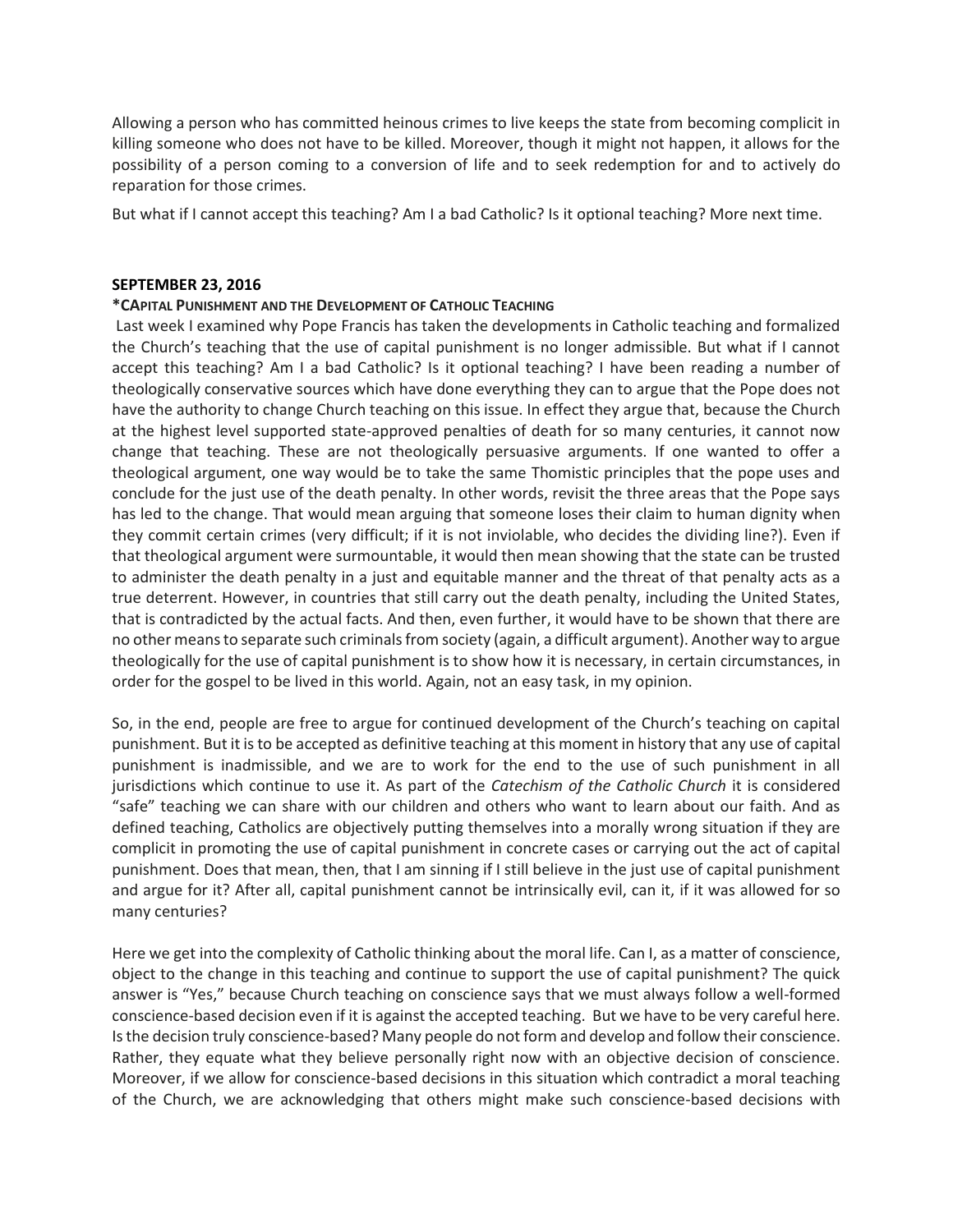Allowing a person who has committed heinous crimes to live keeps the state from becoming complicit in killing someone who does not have to be killed. Moreover, though it might not happen, it allows for the possibility of a person coming to a conversion of life and to seek redemption for and to actively do reparation for those crimes.

But what if I cannot accept this teaching? Am I a bad Catholic? Is it optional teaching? More next time.

**SEPTEMBER 23, 2016**

***CAPITAL PUNISHMENT AND THE DEVELOPMENT OF CATHOLIC TEACHING**

Last week I examined why Pope Francis has taken the developments in Catholic teaching and formalized the Church's teaching that the use of capital punishment is no longer admissible. But what if I cannot accept this teaching? Am I a bad Catholic? Is it optional teaching? I have been reading a number of theologically conservative sources which have done everything they can to argue that the Pope does not have the authority to change Church teaching on this issue. In effect they argue that, because the Church at the highest level supported state-approved penalties of death for so many centuries, it cannot now change that teaching. These are not theologically persuasive arguments. If one wanted to offer a theological argument, one way would be to take the same Thomistic principles that the pope uses and conclude for the just use of the death penalty. In other words, revisit the three areas that the Pope says has led to the change. That would mean arguing that someone loses their claim to human dignity when they commit certain crimes (very difficult; if it is not inviolable, who decides the dividing line?). Even if that theological argument were surmountable, it would then mean showing that the state can be trusted to administer the death penalty in a just and equitable manner and the threat of that penalty acts as a true deterrent. However, in countries that still carry out the death penalty, including the United States, that is contradicted by the actual facts. And then, even further, it would have to be shown that there are no other means to separate such criminals from society (again, a difficult argument). Another way to argue theologically for the use of capital punishment is to show how it is necessary, in certain circumstances, in order for the gospel to be lived in this world. Again, not an easy task, in my opinion.

So, in the end, people are free to argue for continued development of the Church's teaching on capital punishment. But it is to be accepted as definitive teaching at this moment in history that any use of capital punishment is inadmissible, and we are to work for the end to the use of such punishment in all jurisdictions which continue to use it. As part of the *Catechism of the Catholic Church* it is considered "safe" teaching we can share with our children and others who want to learn about our faith. And as defined teaching, Catholics are objectively putting themselves into a morally wrong situation if they are complicit in promoting the use of capital punishment in concrete cases or carrying out the act of capital punishment. Does that mean, then, that I am sinning if I still believe in the just use of capital punishment and argue for it? After all, capital punishment cannot be intrinsically evil, can it, if it was allowed for so many centuries?

Here we get into the complexity of Catholic thinking about the moral life. Can I, as a matter of conscience, object to the change in this teaching and continue to support the use of capital punishment? The quick answer is "Yes," because Church teaching on conscience says that we must always follow a well-formed conscience-based decision even if it is against the accepted teaching. But we have to be very careful here. Is the decision truly conscience-based? Many people do not form and develop and follow their conscience. Rather, they equate what they believe personally right now with an objective decision of conscience. Moreover, if we allow for conscience-based decisions in this situation which contradict a moral teaching of the Church, we are acknowledging that others might make such conscience-based decisions with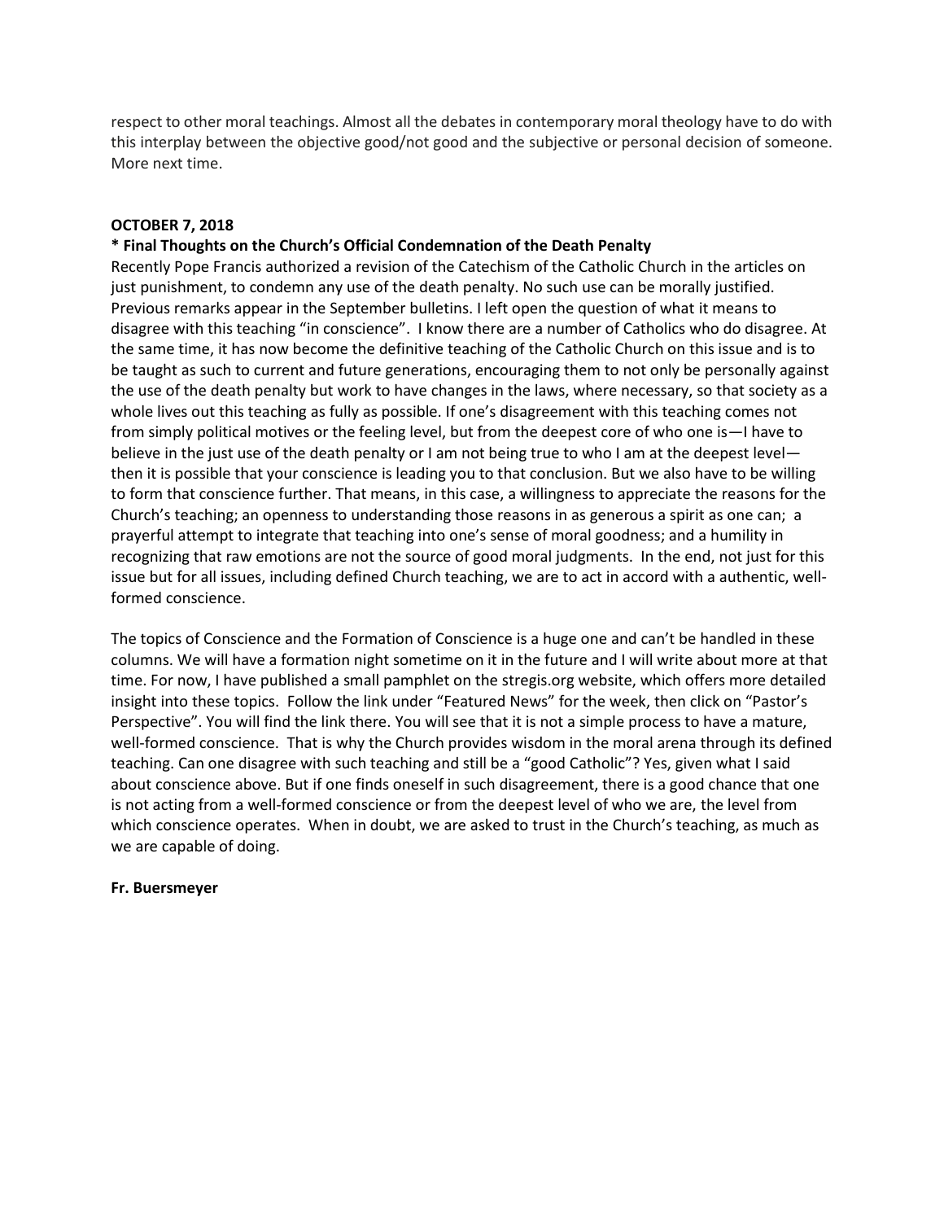respect to other moral teachings. Almost all the debates in contemporary moral theology have to do with this interplay between the objective good/not good and the subjective or personal decision of someone. More next time.

**OCTOBER 7, 2018**

**\* Final Thoughts on the Church's Official Condemnation of the Death Penalty**

Recently Pope Francis authorized a revision of the Catechism of the Catholic Church in the articles on just punishment, to condemn any use of the death penalty. No such use can be morally justified. Previous remarks appear in the September bulletins. I left open the question of what it means to disagree with this teaching "in conscience". I know there are a number of Catholics who do disagree. At the same time, it has now become the definitive teaching of the Catholic Church on this issue and is to be taught as such to current and future generations, encouraging them to not only be personally against the use of the death penalty but work to have changes in the laws, where necessary, so that society as a whole lives out this teaching as fully as possible. If one's disagreement with this teaching comes not from simply political motives or the feeling level, but from the deepest core of who one is—I have to believe in the just use of the death penalty or I am not being true to who I am at the deepest level—then it is possible that your conscience is leading you to that conclusion. But we also have to be willing to form that conscience further. That means, in this case, a willingness to appreciate the reasons for the Church's teaching; an openness to understanding those reasons in as generous a spirit as one can; a prayerful attempt to integrate that teaching into one's sense of moral goodness; and a humility in recognizing that raw emotions are not the source of good moral judgments. In the end, not just for this issue but for all issues, including defined Church teaching, we are to act in accord with a authentic, well-formed conscience.

The topics of Conscience and the Formation of Conscience is a huge one and can't be handled in these columns. We will have a formation night sometime on it in the future and I will write about more at that time. For now, I have published a small pamphlet on the stregis.org website, which offers more detailed insight into these topics. Follow the link under "Featured News" for the week, then click on "Pastor's Perspective". You will find the link there. You will see that it is not a simple process to have a mature, well-formed conscience. That is why the Church provides wisdom in the moral arena through its defined teaching. Can one disagree with such teaching and still be a "good Catholic"? Yes, given what I said about conscience above. But if one finds oneself in such disagreement, there is a good chance that one is not acting from a well-formed conscience or from the deepest level of who we are, the level from which conscience operates. When in doubt, we are asked to trust in the Church's teaching, as much as we are capable of doing.

**Fr. Buersmeyer**